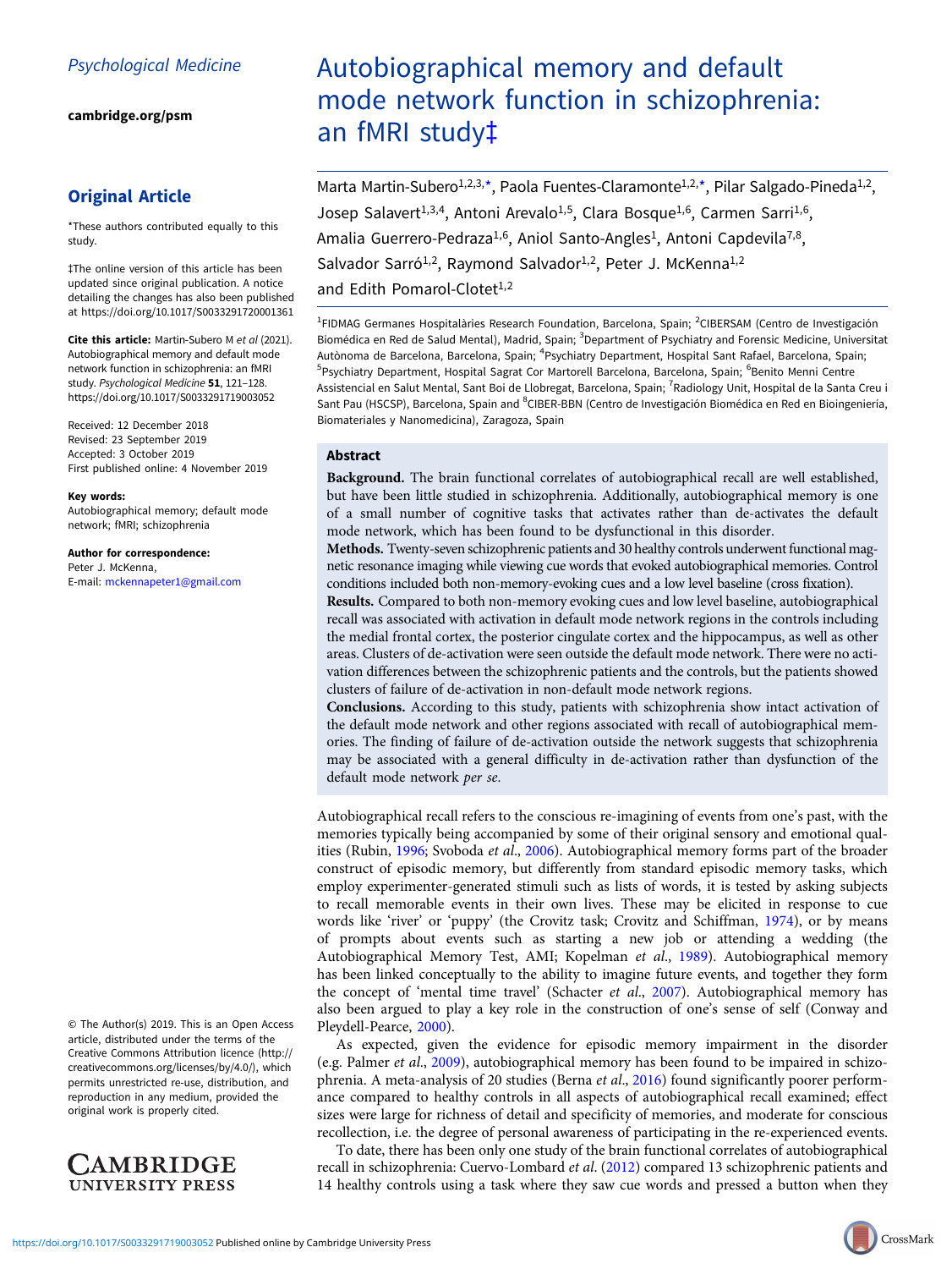Psychological Medicine

cambridge.org/psm

## Original Article

*These authors contributed equally to this study.

‡The online version of this article has been updated since original publication. A notice detailing the changes has also been published at https://doi.org/10.1017/S0033291720001361

**Cite this article:** Martin-Subero M *et al* (2021). Autobiographical memory and default mode network function in schizophrenia: an fMRI study. *Psychological Medicine* **51**, 121–128. https://doi.org/10.1017/S0033291719003052

Received: 12 December 2018
Revised: 23 September 2019
Accepted: 3 October 2019
First published online: 4 November 2019

**Key words:**
Autobiographical memory; default mode network; fMRI; schizophrenia

**Author for correspondence:**
Peter J. McKenna,
E-mail: mckennapeter1@gmail.com

© The Author(s) 2019. This is an Open Access article, distributed under the terms of the Creative Commons Attribution licence (http://creativecommons.org/licenses/by/4.0/), which permits unrestricted re-use, distribution, and reproduction in any medium, provided the original work is properly cited.

# Autobiographical memory and default mode network function in schizophrenia: an fMRI study‡

Marta Martin-Subero[1,2,3,*], Paola Fuentes-Claramonte[1,2,*], Pilar Salgado-Pineda[1,2], Josep Salavert[1,3,4], Antoni Arevalo[1,5], Clara Bosque[1,6], Carmen Sarri[1,6], Amalia Guerrero-Pedraza[1,6], Aniol Santo-Angles[1], Antoni Capdevila[7,8], Salvador Sarró[1,2], Raymond Salvador[1,2], Peter J. McKenna[1,2] and Edith Pomarol-Clotet[1,2]

[1]FIDMAG Germanes Hospitalàries Research Foundation, Barcelona, Spain; [2]CIBERSAM (Centro de Investigación Biomédica en Red de Salud Mental), Madrid, Spain; [3]Department of Psychiatry and Forensic Medicine, Universitat Autònoma de Barcelona, Barcelona, Spain; [4]Psychiatry Department, Hospital Sant Rafael, Barcelona, Spain; [5]Psychiatry Department, Hospital Sagrat Cor Martorell Barcelona, Barcelona, Spain; [6]Benito Menni Centre Assistencial en Salut Mental, Sant Boi de Llobregat, Barcelona, Spain; [7]Radiology Unit, Hospital de la Santa Creu i Sant Pau (HSCSP), Barcelona, Spain and [8]CIBER-BBN (Centro de Investigación Biomédica en Red en Bioingeniería, Biomateriales y Nanomedicina), Zaragoza, Spain

## Abstract

**Background.** The brain functional correlates of autobiographical recall are well established, but have been little studied in schizophrenia. Additionally, autobiographical memory is one of a small number of cognitive tasks that activates rather than de-activates the default mode network, which has been found to be dysfunctional in this disorder.

**Methods.** Twenty-seven schizophrenic patients and 30 healthy controls underwent functional magnetic resonance imaging while viewing cue words that evoked autobiographical memories. Control conditions included both non-memory-evoking cues and a low level baseline (cross fixation).

**Results.** Compared to both non-memory evoking cues and low level baseline, autobiographical recall was associated with activation in default mode network regions in the controls including the medial frontal cortex, the posterior cingulate cortex and the hippocampus, as well as other areas. Clusters of de-activation were seen outside the default mode network. There were no activation differences between the schizophrenic patients and the controls, but the patients showed clusters of failure of de-activation in non-default mode network regions.

**Conclusions.** According to this study, patients with schizophrenia show intact activation of the default mode network and other regions associated with recall of autobiographical memories. The finding of failure of de-activation outside the network suggests that schizophrenia may be associated with a general difficulty in de-activation rather than dysfunction of the default mode network *per se*.

Autobiographical recall refers to the conscious re-imagining of events from one's past, with the memories typically being accompanied by some of their original sensory and emotional qualities (Rubin, 1996; Svoboda *et al*., 2006). Autobiographical memory forms part of the broader construct of episodic memory, but differently from standard episodic memory tasks, which employ experimenter-generated stimuli such as lists of words, it is tested by asking subjects to recall memorable events in their own lives. These may be elicited in response to cue words like 'river' or 'puppy' (the Crovitz task; Crovitz and Schiffman, 1974), or by means of prompts about events such as starting a new job or attending a wedding (the Autobiographical Memory Test, AMI; Kopelman *et al*., 1989). Autobiographical memory has been linked conceptually to the ability to imagine future events, and together they form the concept of 'mental time travel' (Schacter *et al*., 2007). Autobiographical memory has also been argued to play a key role in the construction of one's sense of self (Conway and Pleydell-Pearce, 2000).

As expected, given the evidence for episodic memory impairment in the disorder (e.g. Palmer *et al*., 2009), autobiographical memory has been found to be impaired in schizophrenia. A meta-analysis of 20 studies (Berna *et al*., 2016) found significantly poorer performance compared to healthy controls in all aspects of autobiographical recall examined; effect sizes were large for richness of detail and specificity of memories, and moderate for conscious recollection, i.e. the degree of personal awareness of participating in the re-experienced events.

To date, there has been only one study of the brain functional correlates of autobiographical recall in schizophrenia: Cuervo-Lombard *et al*. (2012) compared 13 schizophrenic patients and 14 healthy controls using a task where they saw cue words and pressed a button when they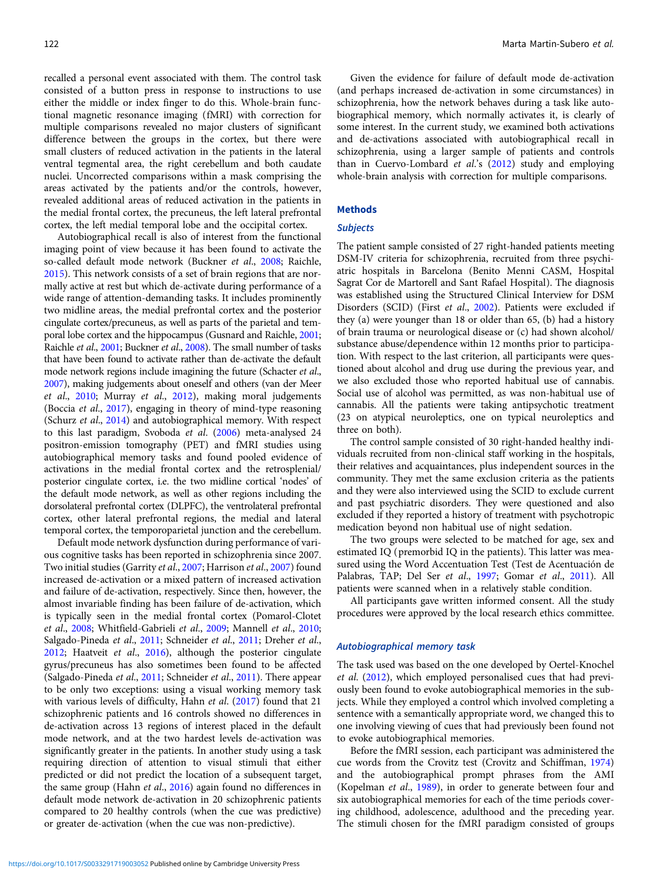recalled a personal event associated with them. The control task consisted of a button press in response to instructions to use either the middle or index finger to do this. Whole-brain functional magnetic resonance imaging (fMRI) with correction for multiple comparisons revealed no major clusters of significant difference between the groups in the cortex, but there were small clusters of reduced activation in the patients in the lateral ventral tegmental area, the right cerebellum and both caudate nuclei. Uncorrected comparisons within a mask comprising the areas activated by the patients and/or the controls, however, revealed additional areas of reduced activation in the patients in the medial frontal cortex, the precuneus, the left lateral prefrontal cortex, the left medial temporal lobe and the occipital cortex.

Autobiographical recall is also of interest from the functional imaging point of view because it has been found to activate the so-called default mode network (Buckner *et al*., 2008; Raichle, 2015). This network consists of a set of brain regions that are normally active at rest but which de-activate during performance of a wide range of attention-demanding tasks. It includes prominently two midline areas, the medial prefrontal cortex and the posterior cingulate cortex/precuneus, as well as parts of the parietal and temporal lobe cortex and the hippocampus (Gusnard and Raichle, 2001; Raichle *et al*., 2001; Buckner *et al*., 2008). The small number of tasks that have been found to activate rather than de-activate the default mode network regions include imagining the future (Schacter *et al*., 2007), making judgements about oneself and others (van der Meer *et al*., 2010; Murray *et al*., 2012), making moral judgements (Boccia *et al*., 2017), engaging in theory of mind-type reasoning (Schurz *et al*., 2014) and autobiographical memory. With respect to this last paradigm, Svoboda *et al*. (2006) meta-analysed 24 positron-emission tomography (PET) and fMRI studies using autobiographical memory tasks and found pooled evidence of activations in the medial frontal cortex and the retrosplenial/posterior cingulate cortex, i.e. the two midline cortical 'nodes' of the default mode network, as well as other regions including the dorsolateral prefrontal cortex (DLPFC), the ventrolateral prefrontal cortex, other lateral prefrontal regions, the medial and lateral temporal cortex, the temporoparietal junction and the cerebellum.

Default mode network dysfunction during performance of various cognitive tasks has been reported in schizophrenia since 2007. Two initial studies (Garrity *et al*., 2007; Harrison *et al*., 2007) found increased de-activation or a mixed pattern of increased activation and failure of de-activation, respectively. Since then, however, the almost invariable finding has been failure of de-activation, which is typically seen in the medial frontal cortex (Pomarol-Clotet *et al*., 2008; Whitfield-Gabrieli *et al*., 2009; Mannell *et al*., 2010; Salgado-Pineda *et al*., 2011; Schneider *et al*., 2011; Dreher *et al*., 2012; Haatveit *et al*., 2016), although the posterior cingulate gyrus/precuneus has also sometimes been found to be affected (Salgado-Pineda *et al*., 2011; Schneider *et al*., 2011). There appear to be only two exceptions: using a visual working memory task with various levels of difficulty, Hahn *et al*. (2017) found that 21 schizophrenic patients and 16 controls showed no differences in de-activation across 13 regions of interest placed in the default mode network, and at the two hardest levels de-activation was significantly greater in the patients. In another study using a task requiring direction of attention to visual stimuli that either predicted or did not predict the location of a subsequent target, the same group (Hahn *et al*., 2016) again found no differences in default mode network de-activation in 20 schizophrenic patients compared to 20 healthy controls (when the cue was predictive) or greater de-activation (when the cue was non-predictive).

Given the evidence for failure of default mode de-activation (and perhaps increased de-activation in some circumstances) in schizophrenia, how the network behaves during a task like autobiographical memory, which normally activates it, is clearly of some interest. In the current study, we examined both activations and de-activations associated with autobiographical recall in schizophrenia, using a larger sample of patients and controls than in Cuervo-Lombard *et al*.'s (2012) study and employing whole-brain analysis with correction for multiple comparisons.

## Methods

### Subjects

The patient sample consisted of 27 right-handed patients meeting DSM-IV criteria for schizophrenia, recruited from three psychiatric hospitals in Barcelona (Benito Menni CASM, Hospital Sagrat Cor de Martorell and Sant Rafael Hospital). The diagnosis was established using the Structured Clinical Interview for DSM Disorders (SCID) (First *et al*., 2002). Patients were excluded if they (a) were younger than 18 or older than 65, (b) had a history of brain trauma or neurological disease or (c) had shown alcohol/substance abuse/dependence within 12 months prior to participation. With respect to the last criterion, all participants were questioned about alcohol and drug use during the previous year, and we also excluded those who reported habitual use of cannabis. Social use of alcohol was permitted, as was non-habitual use of cannabis. All the patients were taking antipsychotic treatment (23 on atypical neuroleptics, one on typical neuroleptics and three on both).

The control sample consisted of 30 right-handed healthy individuals recruited from non-clinical staff working in the hospitals, their relatives and acquaintances, plus independent sources in the community. They met the same exclusion criteria as the patients and they were also interviewed using the SCID to exclude current and past psychiatric disorders. They were questioned and also excluded if they reported a history of treatment with psychotropic medication beyond non habitual use of night sedation.

The two groups were selected to be matched for age, sex and estimated IQ (premorbid IQ in the patients). This latter was measured using the Word Accentuation Test (Test de Acentuación de Palabras, TAP; Del Ser *et al*., 1997; Gomar *et al*., 2011). All patients were scanned when in a relatively stable condition.

All participants gave written informed consent. All the study procedures were approved by the local research ethics committee.

### Autobiographical memory task

The task used was based on the one developed by Oertel-Knochel *et al*. (2012), which employed personalised cues that had previously been found to evoke autobiographical memories in the subjects. While they employed a control which involved completing a sentence with a semantically appropriate word, we changed this to one involving viewing of cues that had previously been found not to evoke autobiographical memories.

Before the fMRI session, each participant was administered the cue words from the Crovitz test (Crovitz and Schiffman, 1974) and the autobiographical prompt phrases from the AMI (Kopelman *et al*., 1989), in order to generate between four and six autobiographical memories for each of the time periods covering childhood, adolescence, adulthood and the preceding year. The stimuli chosen for the fMRI paradigm consisted of groups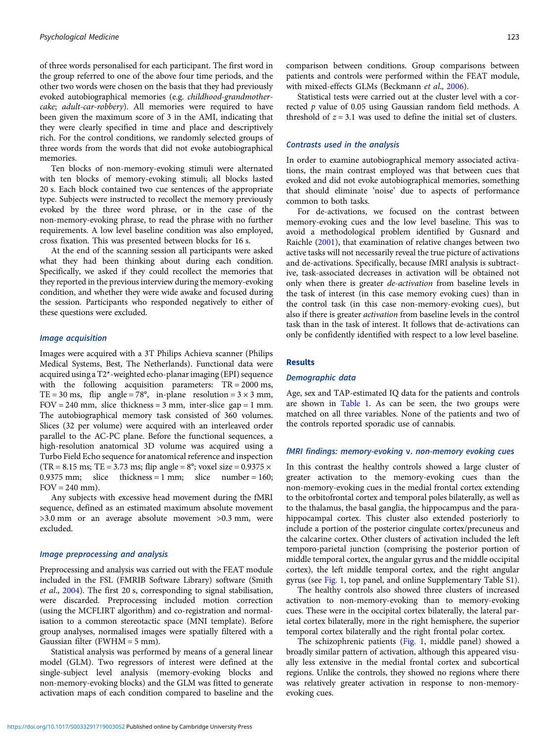of three words personalised for each participant. The first word in the group referred to one of the above four time periods, and the other two words were chosen on the basis that they had previously evoked autobiographical memories (e.g. *childhood-grandmother-cake*; *adult-car-robbery*). All memories were required to have been given the maximum score of 3 in the AMI, indicating that they were clearly specified in time and place and descriptively rich. For the control conditions, we randomly selected groups of three words from the words that did not evoke autobiographical memories.

Ten blocks of non-memory-evoking stimuli were alternated with ten blocks of memory-evoking stimuli; all blocks lasted 20 s. Each block contained two cue sentences of the appropriate type. Subjects were instructed to recollect the memory previously evoked by the three word phrase, or in the case of the non-memory-evoking phrase, to read the phrase with no further requirements. A low level baseline condition was also employed, cross fixation. This was presented between blocks for 16 s.

At the end of the scanning session all participants were asked what they had been thinking about during each condition. Specifically, we asked if they could recollect the memories that they reported in the previous interview during the memory-evoking condition, and whether they were wide awake and focused during the session. Participants who responded negatively to either of these questions were excluded.

### Image acquisition

Images were acquired with a 3T Philips Achieva scanner (Philips Medical Systems, Best, The Netherlands). Functional data were acquired using a T2*-weighted echo-planar imaging (EPI) sequence with the following acquisition parameters: TR = 2000 ms, TE = 30 ms, flip angle = 78°, in-plane resolution = 3 × 3 mm, FOV = 240 mm, slice thickness = 3 mm, inter-slice gap = 1 mm. The autobiographical memory task consisted of 360 volumes. Slices (32 per volume) were acquired with an interleaved order parallel to the AC-PC plane. Before the functional sequences, a high-resolution anatomical 3D volume was acquired using a Turbo Field Echo sequence for anatomical reference and inspection (TR = 8.15 ms; TE = 3.73 ms; flip angle = 8°; voxel size = 0.9375 × 0.9375 mm; slice thickness = 1 mm; slice number = 160; FOV = 240 mm).

Any subjects with excessive head movement during the fMRI sequence, defined as an estimated maximum absolute movement >3.0 mm or an average absolute movement >0.3 mm, were excluded.

### Image preprocessing and analysis

Preprocessing and analysis was carried out with the FEAT module included in the FSL (FMRIB Software Library) software (Smith *et al*., 2004). The first 20 s, corresponding to signal stabilisation, were discarded. Preprocessing included motion correction (using the MCFLIRT algorithm) and co-registration and normalisation to a common stereotactic space (MNI template). Before group analyses, normalised images were spatially filtered with a Gaussian filter (FWHM = 5 mm).

Statistical analysis was performed by means of a general linear model (GLM). Two regressors of interest were defined at the single-subject level analysis (memory-evoking blocks and non-memory-evoking blocks) and the GLM was fitted to generate activation maps of each condition compared to baseline and the comparison between conditions. Group comparisons between patients and controls were performed within the FEAT module, with mixed-effects GLMs (Beckmann *et al*., 2006).

Statistical tests were carried out at the cluster level with a corrected $p$ value of 0.05 using Gaussian random field methods. A threshold of $z = 3.1$ was used to define the initial set of clusters.

### Contrasts used in the analysis

In order to examine autobiographical memory associated activations, the main contrast employed was that between cues that evoked and did not evoke autobiographical memories, something that should eliminate 'noise' due to aspects of performance common to both tasks.

For de-activations, we focused on the contrast between memory-evoking cues and the low level baseline. This was to avoid a methodological problem identified by Gusnard and Raichle (2001), that examination of relative changes between two active tasks will not necessarily reveal the true picture of activations and de-activations. Specifically, because fMRI analysis is subtractive, task-associated decreases in activation will be obtained not only when there is greater *de-activation* from baseline levels in the task of interest (in this case memory evoking cues) than in the control task (in this case non-memory-evoking cues), but also if there is greater *activation* from baseline levels in the control task than in the task of interest. It follows that de-activations can only be confidently identified with respect to a low level baseline.

## Results

### Demographic data

Age, sex and TAP-estimated IQ data for the patients and controls are shown in Table 1. As can be seen, the two groups were matched on all three variables. None of the patients and two of the controls reported sporadic use of cannabis.

### fMRI findings: memory-evoking v. non-memory evoking cues

In this contrast the healthy controls showed a large cluster of greater activation to the memory-evoking cues than the non-memory-evoking cues in the medial frontal cortex extending to the orbitofrontal cortex and temporal poles bilaterally, as well as to the thalamus, the basal ganglia, the hippocampus and the parahippocampal cortex. This cluster also extended posteriorly to include a portion of the posterior cingulate cortex/precuneus and the calcarine cortex. Other clusters of activation included the left temporo-parietal junction (comprising the posterior portion of middle temporal cortex, the angular gyrus and the middle occipital cortex), the left middle temporal cortex, and the right angular gyrus (see Fig. 1, top panel, and online Supplementary Table S1).

The healthy controls also showed three clusters of increased activation to non-memory-evoking than to memory-evoking cues. These were in the occipital cortex bilaterally, the lateral parietal cortex bilaterally, more in the right hemisphere, the superior temporal cortex bilaterally and the right frontal polar cortex.

The schizophrenic patients (Fig. 1, middle panel) showed a broadly similar pattern of activation, although this appeared visually less extensive in the medial frontal cortex and subcortical regions. Unlike the controls, they showed no regions where there was relatively greater activation in response to non-memory-evoking cues.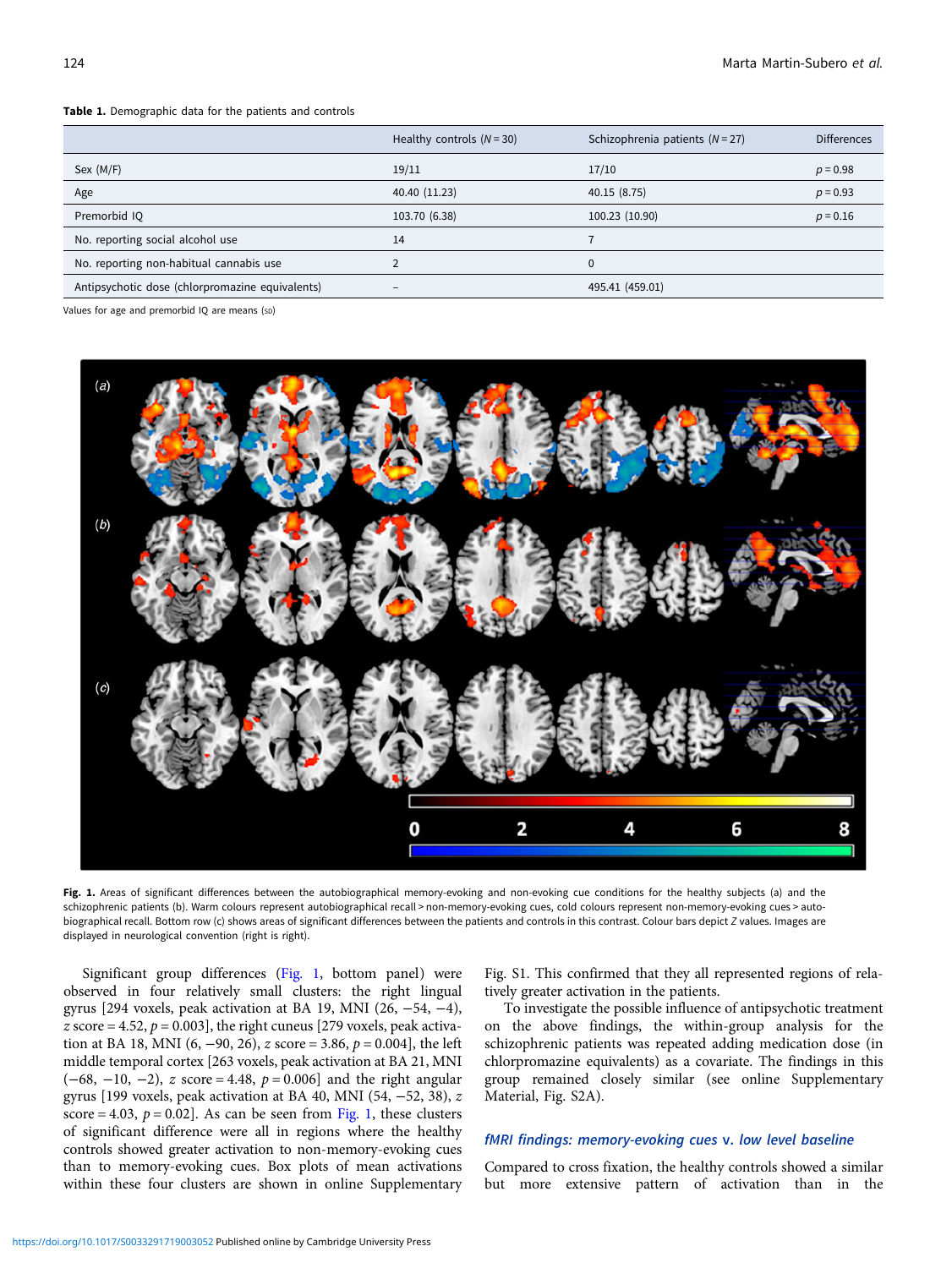**Table 1.** Demographic data for the patients and controls

| | Healthy controls ($N = 30$) | Schizophrenia patients ($N = 27$) | Differences |
|---|---|---|---|
| Sex (M/F) | 19/11 | 17/10 | $p = 0.98$ |
| Age | 40.40 (11.23) | 40.15 (8.75) | $p = 0.93$ |
| Premorbid IQ | 103.70 (6.38) | 100.23 (10.90) | $p = 0.16$ |
| No. reporting social alcohol use | 14 | 7 | |
| No. reporting non-habitual cannabis use | 2 | 0 | |
| Antipsychotic dose (chlorpromazine equivalents) | – | 495.41 (459.01) | |

Values for age and premorbid IQ are means (SD)

**Fig. 1.** Areas of significant differences between the autobiographical memory-evoking and non-evoking cue conditions for the healthy subjects (a) and the schizophrenic patients (b). Warm colours represent autobiographical recall > non-memory-evoking cues, cold colours represent non-memory-evoking cues > autobiographical recall. Bottom row (c) shows areas of significant differences between the patients and controls in this contrast. Colour bars depict Z values. Images are displayed in neurological convention (right is right).

Significant group differences (Fig. 1, bottom panel) were observed in four relatively small clusters: the right lingual gyrus [294 voxels, peak activation at BA 19, MNI (26, −54, −4), z score = 4.52, $p = 0.003$], the right cuneus [279 voxels, peak activation at BA 18, MNI (6, −90, 26), z score = 3.86, $p = 0.004$], the left middle temporal cortex [263 voxels, peak activation at BA 21, MNI (−68, −10, −2), z score = 4.48, $p = 0.006$] and the right angular gyrus [199 voxels, peak activation at BA 40, MNI (54, −52, 38), z score = 4.03, $p = 0.02$]. As can be seen from Fig. 1, these clusters of significant difference were all in regions where the healthy controls showed greater activation to non-memory-evoking cues than to memory-evoking cues. Box plots of mean activations within these four clusters are shown in online Supplementary Fig. S1. This confirmed that they all represented regions of relatively greater activation in the patients.

To investigate the possible influence of antipsychotic treatment on the above findings, the within-group analysis for the schizophrenic patients was repeated adding medication dose (in chlorpromazine equivalents) as a covariate. The findings in this group remained closely similar (see online Supplementary Material, Fig. S2A).

### *fMRI findings: memory-evoking cues* v. *low level baseline*

Compared to cross fixation, the healthy controls showed a similar but more extensive pattern of activation than in the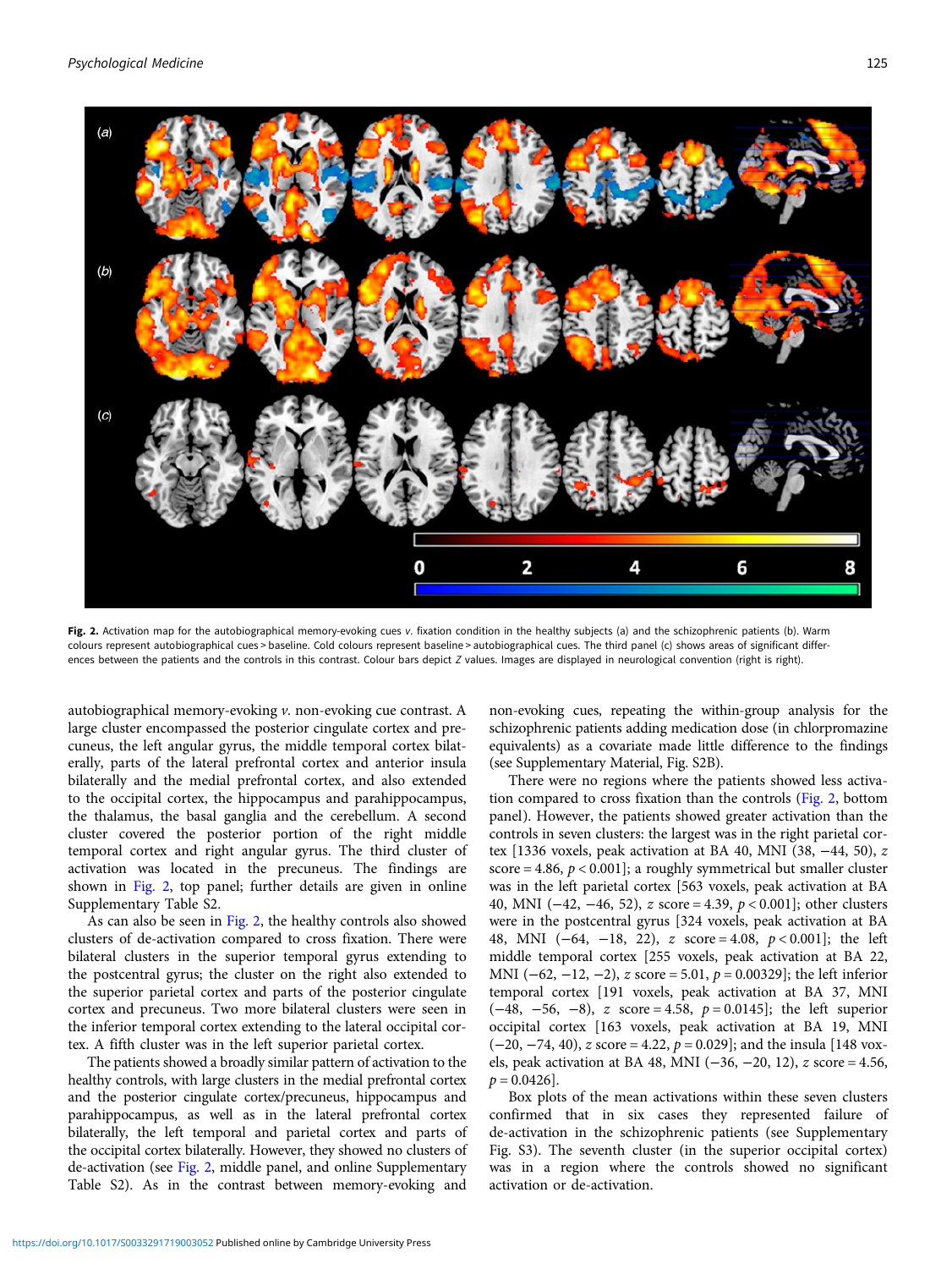Fig. 2. Activation map for the autobiographical memory-evoking cues *v*. fixation condition in the healthy subjects (a) and the schizophrenic patients (b). Warm colours represent autobiographical cues > baseline. Cold colours represent baseline > autobiographical cues. The third panel (c) shows areas of significant differences between the patients and the controls in this contrast. Colour bars depict *Z* values. Images are displayed in neurological convention (right is right).

autobiographical memory-evoking *v.* non-evoking cue contrast. A large cluster encompassed the posterior cingulate cortex and precuneus, the left angular gyrus, the middle temporal cortex bilaterally, parts of the lateral prefrontal cortex and anterior insula bilaterally and the medial prefrontal cortex, and also extended to the occipital cortex, the hippocampus and parahippocampus, the thalamus, the basal ganglia and the cerebellum. A second cluster covered the posterior portion of the right middle temporal cortex and right angular gyrus. The third cluster of activation was located in the precuneus. The findings are shown in Fig. 2, top panel; further details are given in online Supplementary Table S2.

As can also be seen in Fig. 2, the healthy controls also showed clusters of de-activation compared to cross fixation. There were bilateral clusters in the superior temporal gyrus extending to the postcentral gyrus; the cluster on the right also extended to the superior parietal cortex and parts of the posterior cingulate cortex and precuneus. Two more bilateral clusters were seen in the inferior temporal cortex extending to the lateral occipital cortex. A fifth cluster was in the left superior parietal cortex.

The patients showed a broadly similar pattern of activation to the healthy controls, with large clusters in the medial prefrontal cortex and the posterior cingulate cortex/precuneus, hippocampus and parahippocampus, as well as in the lateral prefrontal cortex bilaterally, the left temporal and parietal cortex and parts of the occipital cortex bilaterally. However, they showed no clusters of de-activation (see Fig. 2, middle panel, and online Supplementary Table S2). As in the contrast between memory-evoking and non-evoking cues, repeating the within-group analysis for the schizophrenic patients adding medication dose (in chlorpromazine equivalents) as a covariate made little difference to the findings (see Supplementary Material, Fig. S2B).

There were no regions where the patients showed less activation compared to cross fixation than the controls (Fig. 2, bottom panel). However, the patients showed greater activation than the controls in seven clusters: the largest was in the right parietal cortex [1336 voxels, peak activation at BA 40, MNI (38, −44, 50), $z$ score = 4.86, $p < 0.001$]; a roughly symmetrical but smaller cluster was in the left parietal cortex [563 voxels, peak activation at BA 40, MNI (−42, −46, 52), $z$ score = 4.39, $p < 0.001$]; other clusters were in the postcentral gyrus [324 voxels, peak activation at BA 48, MNI (−64, −18, 22), $z$ score = 4.08, $p < 0.001$]; the left middle temporal cortex [255 voxels, peak activation at BA 22, MNI (−62, −12, −2), $z$ score = 5.01, $p = 0.00329$]; the left inferior temporal cortex [191 voxels, peak activation at BA 37, MNI (−48, −56, −8), $z$ score = 4.58, $p = 0.0145$]; the left superior occipital cortex [163 voxels, peak activation at BA 19, MNI (−20, −74, 40), $z$ score = 4.22, $p = 0.029$]; and the insula [148 voxels, peak activation at BA 48, MNI (−36, −20, 12), $z$ score = 4.56, $p = 0.0426$].

Box plots of the mean activations within these seven clusters confirmed that in six cases they represented failure of de-activation in the schizophrenic patients (see Supplementary Fig. S3). The seventh cluster (in the superior occipital cortex) was in a region where the controls showed no significant activation or de-activation.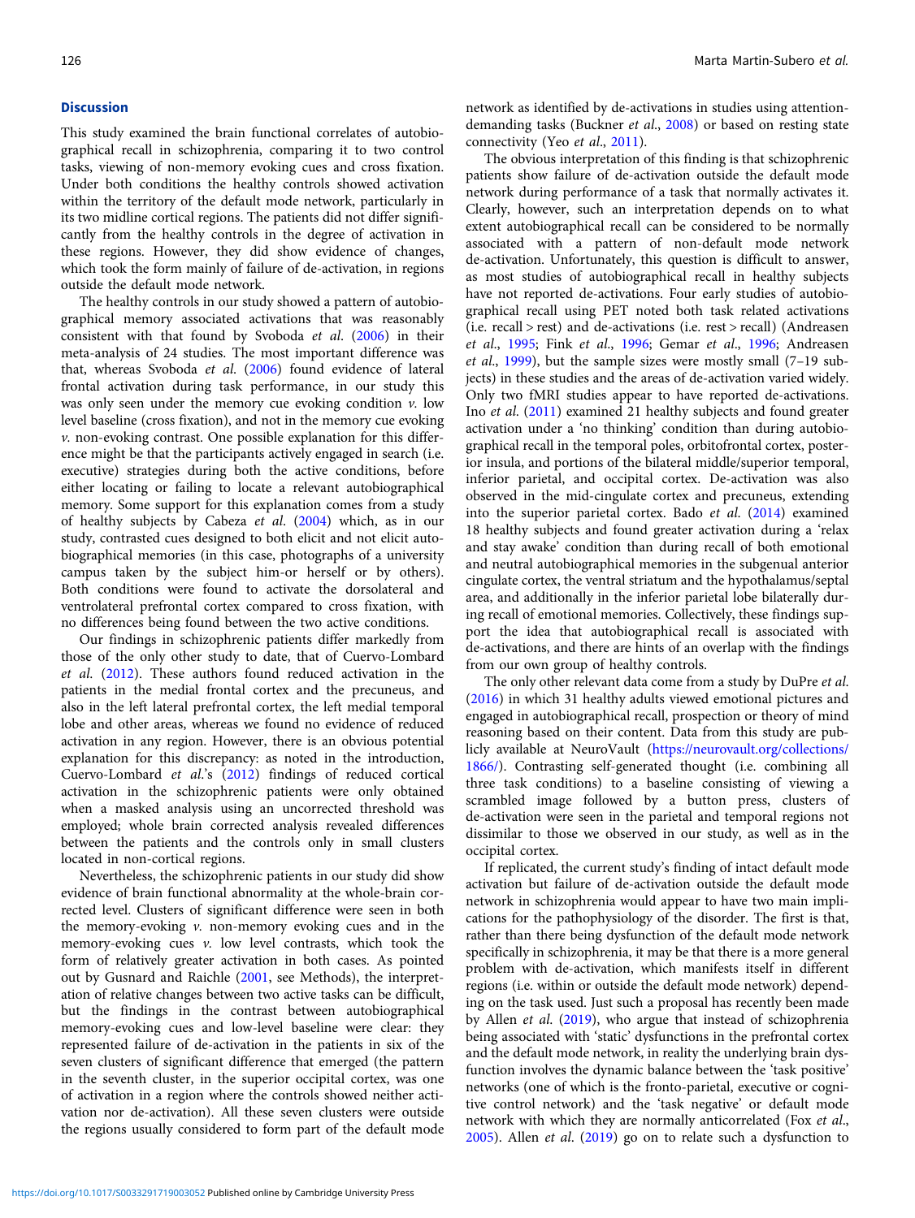## Discussion

This study examined the brain functional correlates of autobiographical recall in schizophrenia, comparing it to two control tasks, viewing of non-memory evoking cues and cross fixation. Under both conditions the healthy controls showed activation within the territory of the default mode network, particularly in its two midline cortical regions. The patients did not differ significantly from the healthy controls in the degree of activation in these regions. However, they did show evidence of changes, which took the form mainly of failure of de-activation, in regions outside the default mode network.

The healthy controls in our study showed a pattern of autobiographical memory associated activations that was reasonably consistent with that found by Svoboda *et al.* (2006) in their meta-analysis of 24 studies. The most important difference was that, whereas Svoboda *et al.* (2006) found evidence of lateral frontal activation during task performance, in our study this was only seen under the memory cue evoking condition *v.* low level baseline (cross fixation), and not in the memory cue evoking *v.* non-evoking contrast. One possible explanation for this difference might be that the participants actively engaged in search (i.e. executive) strategies during both the active conditions, before either locating or failing to locate a relevant autobiographical memory. Some support for this explanation comes from a study of healthy subjects by Cabeza *et al.* (2004) which, as in our study, contrasted cues designed to both elicit and not elicit autobiographical memories (in this case, photographs of a university campus taken by the subject him-or herself or by others). Both conditions were found to activate the dorsolateral and ventrolateral prefrontal cortex compared to cross fixation, with no differences being found between the two active conditions.

Our findings in schizophrenic patients differ markedly from those of the only other study to date, that of Cuervo-Lombard *et al.* (2012). These authors found reduced activation in the patients in the medial frontal cortex and the precuneus, and also in the left lateral prefrontal cortex, the left medial temporal lobe and other areas, whereas we found no evidence of reduced activation in any region. However, there is an obvious potential explanation for this discrepancy: as noted in the introduction, Cuervo-Lombard *et al.*'s (2012) findings of reduced cortical activation in the schizophrenic patients were only obtained when a masked analysis using an uncorrected threshold was employed; whole brain corrected analysis revealed differences between the patients and the controls only in small clusters located in non-cortical regions.

Nevertheless, the schizophrenic patients in our study did show evidence of brain functional abnormality at the whole-brain corrected level. Clusters of significant difference were seen in both the memory-evoking *v.* non-memory evoking cues and in the memory-evoking cues *v.* low level contrasts, which took the form of relatively greater activation in both cases. As pointed out by Gusnard and Raichle (2001, see Methods), the interpretation of relative changes between two active tasks can be difficult, but the findings in the contrast between autobiographical memory-evoking cues and low-level baseline were clear: they represented failure of de-activation in the patients in six of the seven clusters of significant difference that emerged (the pattern in the seventh cluster, in the superior occipital cortex, was one of activation in a region where the controls showed neither activation nor de-activation). All these seven clusters were outside the regions usually considered to form part of the default mode network as identified by de-activations in studies using attention-demanding tasks (Buckner *et al.*, 2008) or based on resting state connectivity (Yeo *et al.*, 2011).

The obvious interpretation of this finding is that schizophrenic patients show failure of de-activation outside the default mode network during performance of a task that normally activates it. Clearly, however, such an interpretation depends on to what extent autobiographical recall can be considered to be normally associated with a pattern of non-default mode network de-activation. Unfortunately, this question is difficult to answer, as most studies of autobiographical recall in healthy subjects have not reported de-activations. Four early studies of autobiographical recall using PET noted both task related activations (i.e. recall > rest) and de-activations (i.e. rest > recall) (Andreasen *et al.*, 1995; Fink *et al.*, 1996; Gemar *et al.*, 1996; Andreasen *et al.*, 1999), but the sample sizes were mostly small (7–19 subjects) in these studies and the areas of de-activation varied widely. Only two fMRI studies appear to have reported de-activations. Ino *et al.* (2011) examined 21 healthy subjects and found greater activation under a 'no thinking' condition than during autobiographical recall in the temporal poles, orbitofrontal cortex, posterior insula, and portions of the bilateral middle/superior temporal, inferior parietal, and occipital cortex. De-activation was also observed in the mid-cingulate cortex and precuneus, extending into the superior parietal cortex. Bado *et al.* (2014) examined 18 healthy subjects and found greater activation during a 'relax and stay awake' condition than during recall of both emotional and neutral autobiographical memories in the subgenual anterior cingulate cortex, the ventral striatum and the hypothalamus/septal area, and additionally in the inferior parietal lobe bilaterally during recall of emotional memories. Collectively, these findings support the idea that autobiographical recall is associated with de-activations, and there are hints of an overlap with the findings from our own group of healthy controls.

The only other relevant data come from a study by DuPre *et al.* (2016) in which 31 healthy adults viewed emotional pictures and engaged in autobiographical recall, prospection or theory of mind reasoning based on their content. Data from this study are publicly available at NeuroVault (https://neurovault.org/collections/1866/). Contrasting self-generated thought (i.e. combining all three task conditions) to a baseline consisting of viewing a scrambled image followed by a button press, clusters of de-activation were seen in the parietal and temporal regions not dissimilar to those we observed in our study, as well as in the occipital cortex.

If replicated, the current study's finding of intact default mode activation but failure of de-activation outside the default mode network in schizophrenia would appear to have two main implications for the pathophysiology of the disorder. The first is that, rather than there being dysfunction of the default mode network specifically in schizophrenia, it may be that there is a more general problem with de-activation, which manifests itself in different regions (i.e. within or outside the default mode network) depending on the task used. Just such a proposal has recently been made by Allen *et al.* (2019), who argue that instead of schizophrenia being associated with 'static' dysfunctions in the prefrontal cortex and the default mode network, in reality the underlying brain dysfunction involves the dynamic balance between the 'task positive' networks (one of which is the fronto-parietal, executive or cognitive control network) and the 'task negative' or default mode network with which they are normally anticorrelated (Fox *et al.*, 2005). Allen *et al.* (2019) go on to relate such a dysfunction to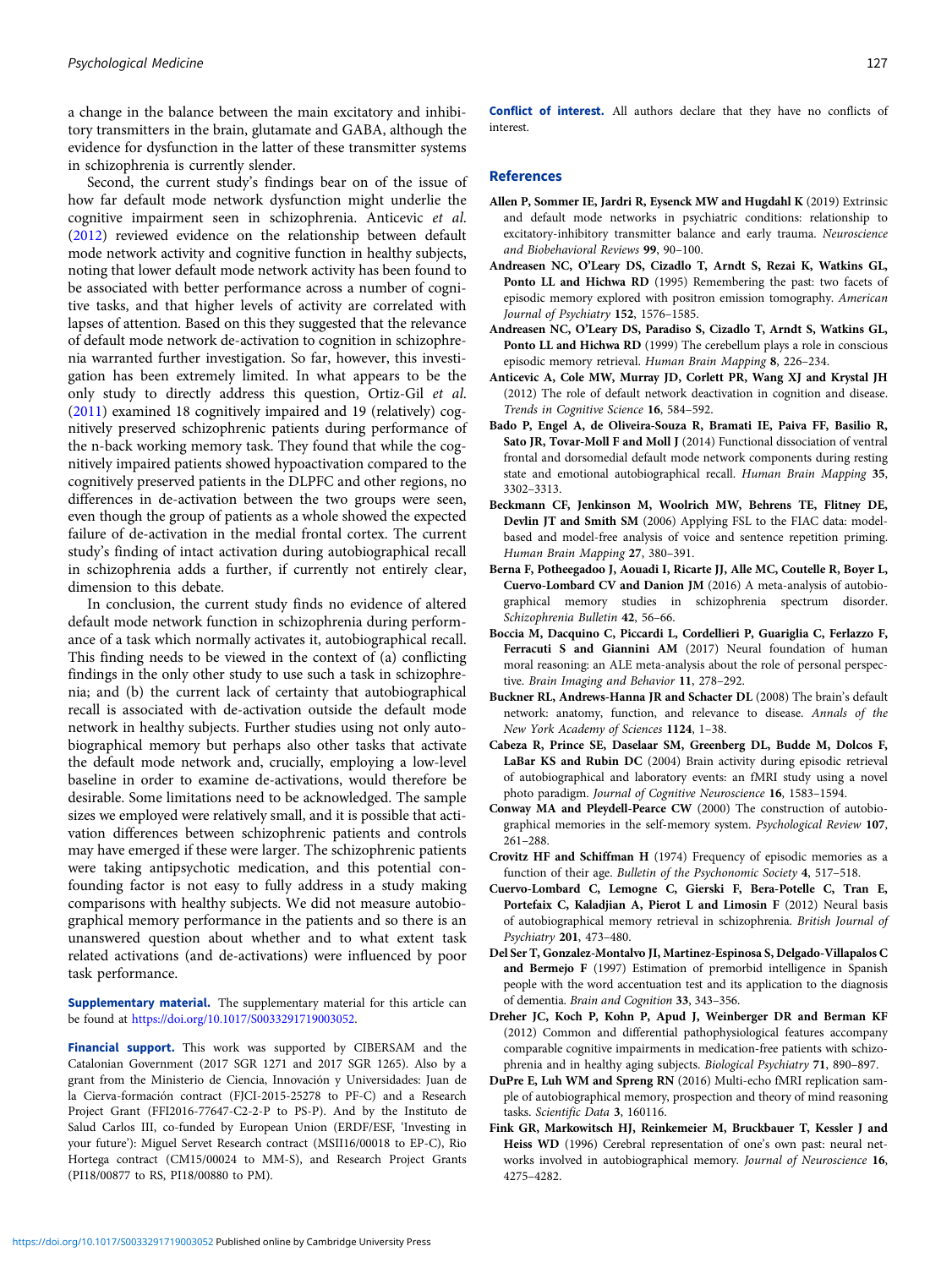a change in the balance between the main excitatory and inhibitory transmitters in the brain, glutamate and GABA, although the evidence for dysfunction in the latter of these transmitter systems in schizophrenia is currently slender.

Second, the current study's findings bear on of the issue of how far default mode network dysfunction might underlie the cognitive impairment seen in schizophrenia. Anticevic *et al.* (2012) reviewed evidence on the relationship between default mode network activity and cognitive function in healthy subjects, noting that lower default mode network activity has been found to be associated with better performance across a number of cognitive tasks, and that higher levels of activity are correlated with lapses of attention. Based on this they suggested that the relevance of default mode network de-activation to cognition in schizophrenia warranted further investigation. So far, however, this investigation has been extremely limited. In what appears to be the only study to directly address this question, Ortiz-Gil *et al.* (2011) examined 18 cognitively impaired and 19 (relatively) cognitively preserved schizophrenic patients during performance of the n-back working memory task. They found that while the cognitively impaired patients showed hypoactivation compared to the cognitively preserved patients in the DLPFC and other regions, no differences in de-activation between the two groups were seen, even though the group of patients as a whole showed the expected failure of de-activation in the medial frontal cortex. The current study's finding of intact activation during autobiographical recall in schizophrenia adds a further, if currently not entirely clear, dimension to this debate.

In conclusion, the current study finds no evidence of altered default mode network function in schizophrenia during performance of a task which normally activates it, autobiographical recall. This finding needs to be viewed in the context of (a) conflicting findings in the only other study to use such a task in schizophrenia; and (b) the current lack of certainty that autobiographical recall is associated with de-activation outside the default mode network in healthy subjects. Further studies using not only autobiographical memory but perhaps also other tasks that activate the default mode network and, crucially, employing a low-level baseline in order to examine de-activations, would therefore be desirable. Some limitations need to be acknowledged. The sample sizes we employed were relatively small, and it is possible that activation differences between schizophrenic patients and controls may have emerged if these were larger. The schizophrenic patients were taking antipsychotic medication, and this potential confounding factor is not easy to fully address in a study making comparisons with healthy subjects. We did not measure autobiographical memory performance in the patients and so there is an unanswered question about whether and to what extent task related activations (and de-activations) were influenced by poor task performance.

**Supplementary material.** The supplementary material for this article can be found at https://doi.org/10.1017/S0033291719003052.

**Financial support.** This work was supported by CIBERSAM and the Catalonian Government (2017 SGR 1271 and 2017 SGR 1265). Also by a grant from the Ministerio de Ciencia, Innovación y Universidades: Juan de la Cierva-formación contract (FJCI-2015-25278 to PF-C) and a Research Project Grant (FFI2016-77647-C2-2-P to PS-P). And by the Instituto de Salud Carlos III, co-funded by European Union (ERDF/ESF, 'Investing in your future'): Miguel Servet Research contract (MSII16/00018 to EP-C), Rio Hortega contract (CM15/00024 to MM-S), and Research Project Grants (PI18/00877 to RS, PI18/00880 to PM).

**Conflict of interest.** All authors declare that they have no conflicts of interest.

## References

**Allen P, Sommer IE, Jardri R, Eysenck MW and Hugdahl K** (2019) Extrinsic and default mode networks in psychiatric conditions: relationship to excitatory-inhibitory transmitter balance and early trauma. *Neuroscience and Biobehavioral Reviews* **99**, 90–100.

**Andreasen NC, O'Leary DS, Cizadlo T, Arndt S, Rezai K, Watkins GL, Ponto LL and Hichwa RD** (1995) Remembering the past: two facets of episodic memory explored with positron emission tomography. *American Journal of Psychiatry* **152**, 1576–1585.

**Andreasen NC, O'Leary DS, Paradiso S, Cizadlo T, Arndt S, Watkins GL, Ponto LL and Hichwa RD** (1999) The cerebellum plays a role in conscious episodic memory retrieval. *Human Brain Mapping* **8**, 226–234.

**Anticevic A, Cole MW, Murray JD, Corlett PR, Wang XJ and Krystal JH** (2012) The role of default network deactivation in cognition and disease. *Trends in Cognitive Science* **16**, 584–592.

**Bado P, Engel A, de Oliveira-Souza R, Bramati IE, Paiva FF, Basilio R, Sato JR, Tovar-Moll F and Moll J** (2014) Functional dissociation of ventral frontal and dorsomedial default mode network components during resting state and emotional autobiographical recall. *Human Brain Mapping* **35**, 3302–3313.

**Beckmann CF, Jenkinson M, Woolrich MW, Behrens TE, Flitney DE, Devlin JT and Smith SM** (2006) Applying FSL to the FIAC data: model-based and model-free analysis of voice and sentence repetition priming. *Human Brain Mapping* **27**, 380–391.

**Berna F, Potheegadoo J, Aouadi I, Ricarte JJ, Alle MC, Coutelle R, Boyer L, Cuervo-Lombard CV and Danion JM** (2016) A meta-analysis of autobiographical memory studies in schizophrenia spectrum disorder. *Schizophrenia Bulletin* **42**, 56–66.

**Boccia M, Dacquino C, Piccardi L, Cordellieri P, Guariglia C, Ferlazzo F, Ferracuti S and Giannini AM** (2017) Neural foundation of human moral reasoning: an ALE meta-analysis about the role of personal perspective. *Brain Imaging and Behavior* **11**, 278–292.

**Buckner RL, Andrews-Hanna JR and Schacter DL** (2008) The brain's default network: anatomy, function, and relevance to disease. *Annals of the New York Academy of Sciences* **1124**, 1–38.

**Cabeza R, Prince SE, Daselaar SM, Greenberg DL, Budde M, Dolcos F, LaBar KS and Rubin DC** (2004) Brain activity during episodic retrieval of autobiographical and laboratory events: an fMRI study using a novel photo paradigm. *Journal of Cognitive Neuroscience* **16**, 1583–1594.

**Conway MA and Pleydell-Pearce CW** (2000) The construction of autobiographical memories in the self-memory system. *Psychological Review* **107**, 261–288.

**Crovitz HF and Schiffman H** (1974) Frequency of episodic memories as a function of their age. *Bulletin of the Psychonomic Society* **4**, 517–518.

**Cuervo-Lombard C, Lemogne C, Gierski F, Bera-Potelle C, Tran E, Portefaix C, Kaladjian A, Pierot L and Limosin F** (2012) Neural basis of autobiographical memory retrieval in schizophrenia. *British Journal of Psychiatry* **201**, 473–480.

**Del Ser T, Gonzalez-Montalvo JI, Martinez-Espinosa S, Delgado-Villapalos C and Bermejo F** (1997) Estimation of premorbid intelligence in Spanish people with the word accentuation test and its application to the diagnosis of dementia. *Brain and Cognition* **33**, 343–356.

**Dreher JC, Koch P, Kohn P, Apud J, Weinberger DR and Berman KF** (2012) Common and differential pathophysiological features accompany comparable cognitive impairments in medication-free patients with schizophrenia and in healthy aging subjects. *Biological Psychiatry* **71**, 890–897.

**DuPre E, Luh WM and Spreng RN** (2016) Multi-echo fMRI replication sample of autobiographical memory, prospection and theory of mind reasoning tasks. *Scientific Data* **3**, 160116.

**Fink GR, Markowitsch HJ, Reinkemeier M, Bruckbauer T, Kessler J and Heiss WD** (1996) Cerebral representation of one's own past: neural networks involved in autobiographical memory. *Journal of Neuroscience* **16**, 4275–4282.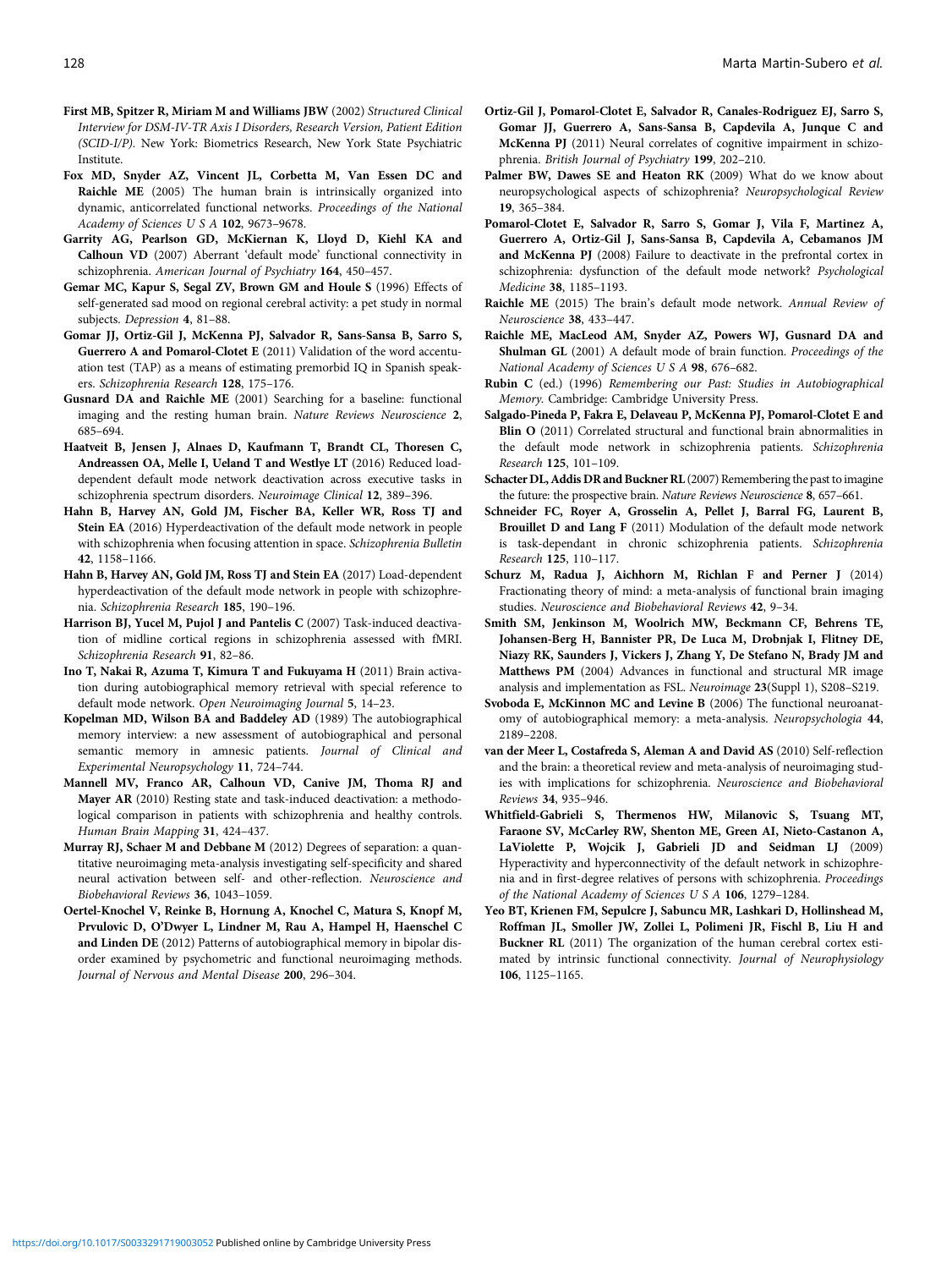**First MB, Spitzer R, Miriam M and Williams JBW** (2002) *Structured Clinical Interview for DSM-IV-TR Axis I Disorders, Research Version, Patient Edition (SCID-I/P)*. New York: Biometrics Research, New York State Psychiatric Institute.

**Fox MD, Snyder AZ, Vincent JL, Corbetta M, Van Essen DC and Raichle ME** (2005) The human brain is intrinsically organized into dynamic, anticorrelated functional networks. *Proceedings of the National Academy of Sciences U S A* **102**, 9673–9678.

**Garrity AG, Pearlson GD, McKiernan K, Lloyd D, Kiehl KA and Calhoun VD** (2007) Aberrant 'default mode' functional connectivity in schizophrenia. *American Journal of Psychiatry* **164**, 450–457.

**Gemar MC, Kapur S, Segal ZV, Brown GM and Houle S** (1996) Effects of self-generated sad mood on regional cerebral activity: a pet study in normal subjects. *Depression* **4**, 81–88.

**Gomar JJ, Ortiz-Gil J, McKenna PJ, Salvador R, Sans-Sansa B, Sarro S, Guerrero A and Pomarol-Clotet E** (2011) Validation of the word accentuation test (TAP) as a means of estimating premorbid IQ in Spanish speakers. *Schizophrenia Research* **128**, 175–176.

**Gusnard DA and Raichle ME** (2001) Searching for a baseline: functional imaging and the resting human brain. *Nature Reviews Neuroscience* **2**, 685–694.

**Haatveit B, Jensen J, Alnaes D, Kaufmann T, Brandt CL, Thoresen C, Andreassen OA, Melle I, Ueland T and Westlye LT** (2016) Reduced load-dependent default mode network deactivation across executive tasks in schizophrenia spectrum disorders. *Neuroimage Clinical* **12**, 389–396.

**Hahn B, Harvey AN, Gold JM, Fischer BA, Keller WR, Ross TJ and Stein EA** (2016) Hyperdeactivation of the default mode network in people with schizophrenia when focusing attention in space. *Schizophrenia Bulletin* **42**, 1158–1166.

**Hahn B, Harvey AN, Gold JM, Ross TJ and Stein EA** (2017) Load-dependent hyperdeactivation of the default mode network in people with schizophrenia. *Schizophrenia Research* **185**, 190–196.

**Harrison BJ, Yucel M, Pujol J and Pantelis C** (2007) Task-induced deactivation of midline cortical regions in schizophrenia assessed with fMRI. *Schizophrenia Research* **91**, 82–86.

**Ino T, Nakai R, Azuma T, Kimura T and Fukuyama H** (2011) Brain activation during autobiographical memory retrieval with special reference to default mode network. *Open Neuroimaging Journal* **5**, 14–23.

**Kopelman MD, Wilson BA and Baddeley AD** (1989) The autobiographical memory interview: a new assessment of autobiographical and personal semantic memory in amnesic patients. *Journal of Clinical and Experimental Neuropsychology* **11**, 724–744.

**Mannell MV, Franco AR, Calhoun VD, Canive JM, Thoma RJ and Mayer AR** (2010) Resting state and task-induced deactivation: a methodological comparison in patients with schizophrenia and healthy controls. *Human Brain Mapping* **31**, 424–437.

**Murray RJ, Schaer M and Debbane M** (2012) Degrees of separation: a quantitative neuroimaging meta-analysis investigating self-specificity and shared neural activation between self- and other-reflection. *Neuroscience and Biobehavioral Reviews* **36**, 1043–1059.

**Oertel-Knochel V, Reinke B, Hornung A, Knochel C, Matura S, Knopf M, Prvulovic D, O'Dwyer L, Lindner M, Rau A, Hampel H, Haenschel C and Linden DE** (2012) Patterns of autobiographical memory in bipolar disorder examined by psychometric and functional neuroimaging methods. *Journal of Nervous and Mental Disease* **200**, 296–304.

**Ortiz-Gil J, Pomarol-Clotet E, Salvador R, Canales-Rodriguez EJ, Sarro S, Gomar JJ, Guerrero A, Sans-Sansa B, Capdevila A, Junque C and McKenna PJ** (2011) Neural correlates of cognitive impairment in schizophrenia. *British Journal of Psychiatry* **199**, 202–210.

**Palmer BW, Dawes SE and Heaton RK** (2009) What do we know about neuropsychological aspects of schizophrenia? *Neuropsychological Review* **19**, 365–384.

**Pomarol-Clotet E, Salvador R, Sarro S, Gomar J, Vila F, Martinez A, Guerrero A, Ortiz-Gil J, Sans-Sansa B, Capdevila A, Cebamanos JM and McKenna PJ** (2008) Failure to deactivate in the prefrontal cortex in schizophrenia: dysfunction of the default mode network? *Psychological Medicine* **38**, 1185–1193.

**Raichle ME** (2015) The brain's default mode network. *Annual Review of Neuroscience* **38**, 433–447.

**Raichle ME, MacLeod AM, Snyder AZ, Powers WJ, Gusnard DA and Shulman GL** (2001) A default mode of brain function. *Proceedings of the National Academy of Sciences U S A* **98**, 676–682.

**Rubin C** (ed.) (1996) *Remembering our Past: Studies in Autobiographical Memory*. Cambridge: Cambridge University Press.

**Salgado-Pineda P, Fakra E, Delaveau P, McKenna PJ, Pomarol-Clotet E and Blin O** (2011) Correlated structural and functional brain abnormalities in the default mode network in schizophrenia patients. *Schizophrenia Research* **125**, 101–109.

**Schacter DL, Addis DR and Buckner RL** (2007) Remembering the past to imagine the future: the prospective brain. *Nature Reviews Neuroscience* **8**, 657–661.

**Schneider FC, Royer A, Grosselin A, Pellet J, Barral FG, Laurent B, Brouillet D and Lang F** (2011) Modulation of the default mode network is task-dependant in chronic schizophrenia patients. *Schizophrenia Research* **125**, 110–117.

**Schurz M, Radua J, Aichhorn M, Richlan F and Perner J** (2014) Fractionating theory of mind: a meta-analysis of functional brain imaging studies. *Neuroscience and Biobehavioral Reviews* **42**, 9–34.

**Smith SM, Jenkinson M, Woolrich MW, Beckmann CF, Behrens TE, Johansen-Berg H, Bannister PR, De Luca M, Drobnjak I, Flitney DE, Niazy RK, Saunders J, Vickers J, Zhang Y, De Stefano N, Brady JM and Matthews PM** (2004) Advances in functional and structural MR image analysis and implementation as FSL. *Neuroimage* **23**(Suppl 1), S208–S219.

**Svoboda E, McKinnon MC and Levine B** (2006) The functional neuroanatomy of autobiographical memory: a meta-analysis. *Neuropsychologia* **44**, 2189–2208.

**van der Meer L, Costafreda S, Aleman A and David AS** (2010) Self-reflection and the brain: a theoretical review and meta-analysis of neuroimaging studies with implications for schizophrenia. *Neuroscience and Biobehavioral Reviews* **34**, 935–946.

**Whitfield-Gabrieli S, Thermenos HW, Milanovic S, Tsuang MT, Faraone SV, McCarley RW, Shenton ME, Green AI, Nieto-Castanon A, LaViolette P, Wojcik J, Gabrieli JD and Seidman LJ** (2009) Hyperactivity and hyperconnectivity of the default network in schizophrenia and in first-degree relatives of persons with schizophrenia. *Proceedings of the National Academy of Sciences U S A* **106**, 1279–1284.

**Yeo BT, Krienen FM, Sepulcre J, Sabuncu MR, Lashkari D, Hollinshead M, Roffman JL, Smoller JW, Zollei L, Polimeni JR, Fischl B, Liu H and Buckner RL** (2011) The organization of the human cerebral cortex estimated by intrinsic functional connectivity. *Journal of Neurophysiology* **106**, 1125–1165.